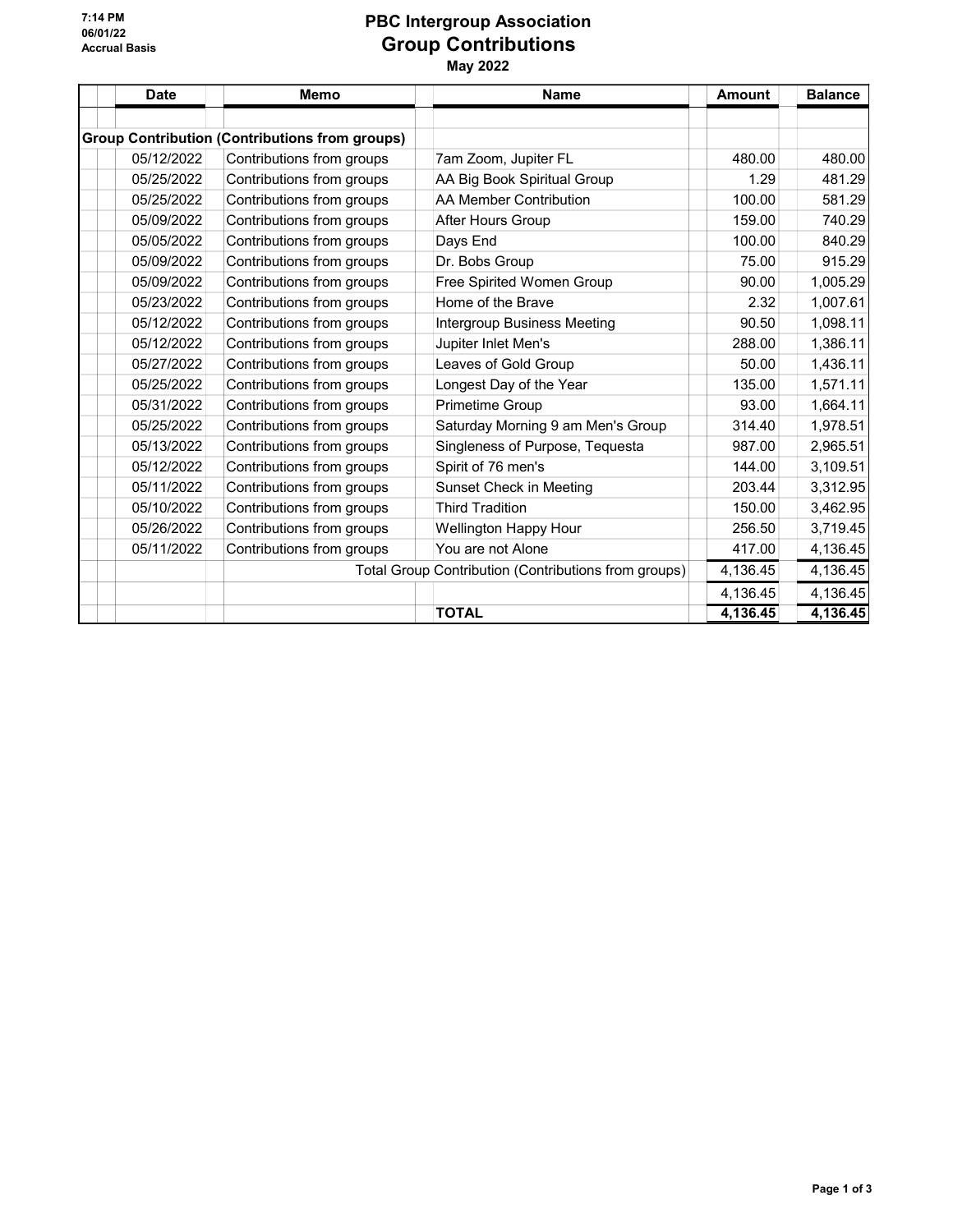7:14 PM
06/01/22
Accrual Basis

# PBC Intergroup Association
## Group Contributions
### May 2022

| Date | Memo | Name | Amount | Balance |
|---|---|---|---|---|
| **Group Contribution (Contributions from groups)** | | | | |
| 05/12/2022 | Contributions from groups | 7am Zoom, Jupiter FL | 480.00 | 480.00 |
| 05/25/2022 | Contributions from groups | AA Big Book Spiritual Group | 1.29 | 481.29 |
| 05/25/2022 | Contributions from groups | AA Member Contribution | 100.00 | 581.29 |
| 05/09/2022 | Contributions from groups | After Hours Group | 159.00 | 740.29 |
| 05/05/2022 | Contributions from groups | Days End | 100.00 | 840.29 |
| 05/09/2022 | Contributions from groups | Dr. Bobs Group | 75.00 | 915.29 |
| 05/09/2022 | Contributions from groups | Free Spirited Women Group | 90.00 | 1,005.29 |
| 05/23/2022 | Contributions from groups | Home of the Brave | 2.32 | 1,007.61 |
| 05/12/2022 | Contributions from groups | Intergroup Business Meeting | 90.50 | 1,098.11 |
| 05/12/2022 | Contributions from groups | Jupiter Inlet Men's | 288.00 | 1,386.11 |
| 05/27/2022 | Contributions from groups | Leaves of Gold Group | 50.00 | 1,436.11 |
| 05/25/2022 | Contributions from groups | Longest Day of the Year | 135.00 | 1,571.11 |
| 05/31/2022 | Contributions from groups | Primetime Group | 93.00 | 1,664.11 |
| 05/25/2022 | Contributions from groups | Saturday Morning 9 am Men's Group | 314.40 | 1,978.51 |
| 05/13/2022 | Contributions from groups | Singleness of Purpose, Tequesta | 987.00 | 2,965.51 |
| 05/12/2022 | Contributions from groups | Spirit of 76 men's | 144.00 | 3,109.51 |
| 05/11/2022 | Contributions from groups | Sunset Check in Meeting | 203.44 | 3,312.95 |
| 05/10/2022 | Contributions from groups | Third Tradition | 150.00 | 3,462.95 |
| 05/26/2022 | Contributions from groups | Wellington Happy Hour | 256.50 | 3,719.45 |
| 05/11/2022 | Contributions from groups | You are not Alone | 417.00 | 4,136.45 |
| | Total Group Contribution (Contributions from groups) | | 4,136.45 | 4,136.45 |
| | | | 4,136.45 | 4,136.45 |
| | | **TOTAL** | **4,136.45** | **4,136.45** |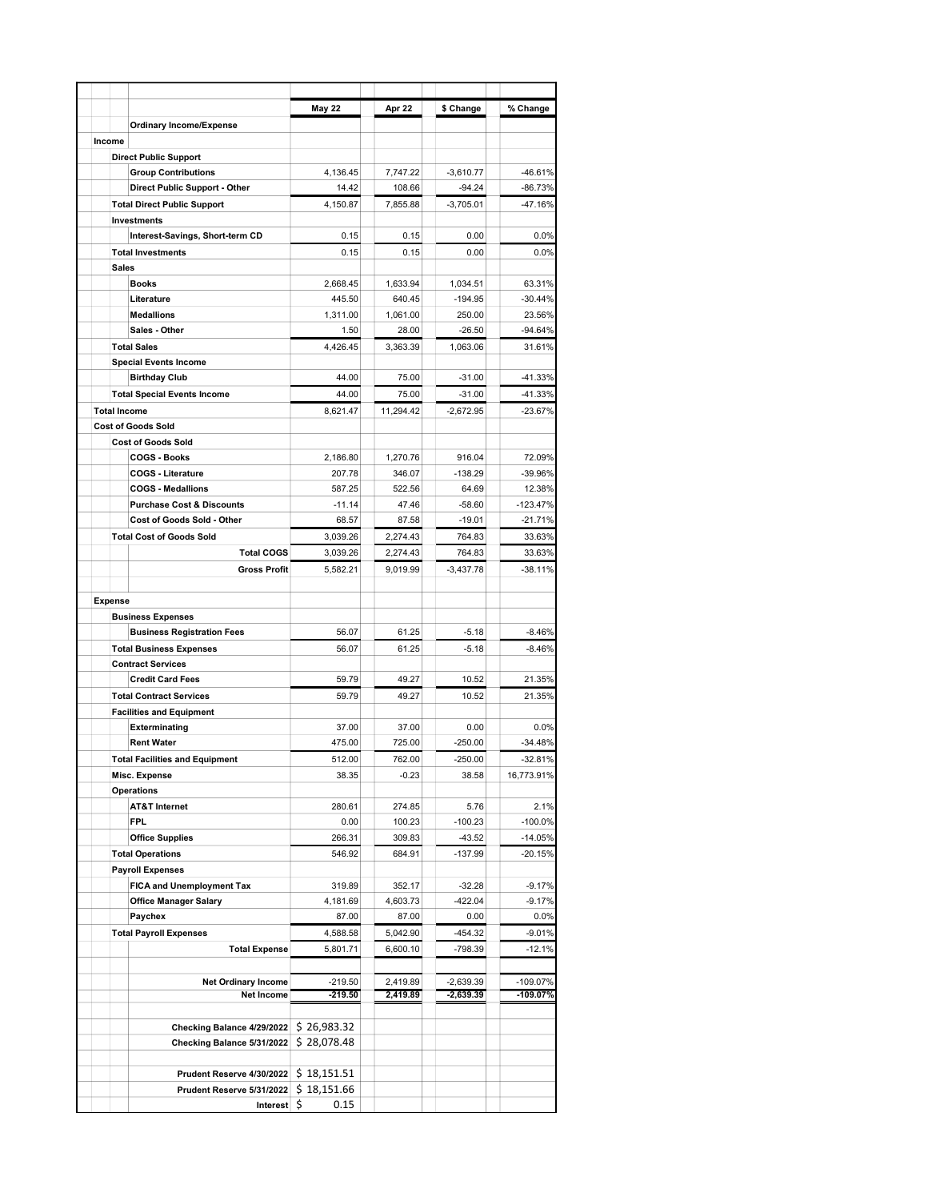| | May 22 | Apr 22 | $ Change | % Change |
|---|---|---|---|---|
| **Ordinary Income/Expense** | | | | |
| **Income** | | | | |
| **Direct Public Support** | | | | |
| **Group Contributions** | 4,136.45 | 7,747.22 | -3,610.77 | -46.61% |
| **Direct Public Support - Other** | 14.42 | 108.66 | -94.24 | -86.73% |
| **Total Direct Public Support** | 4,150.87 | 7,855.88 | -3,705.01 | -47.16% |
| **Investments** | | | | |
| **Interest-Savings, Short-term CD** | 0.15 | 0.15 | 0.00 | 0.0% |
| **Total Investments** | 0.15 | 0.15 | 0.00 | 0.0% |
| **Sales** | | | | |
| **Books** | 2,668.45 | 1,633.94 | 1,034.51 | 63.31% |
| **Literature** | 445.50 | 640.45 | -194.95 | -30.44% |
| **Medallions** | 1,311.00 | 1,061.00 | 250.00 | 23.56% |
| **Sales - Other** | 1.50 | 28.00 | -26.50 | -94.64% |
| **Total Sales** | 4,426.45 | 3,363.39 | 1,063.06 | 31.61% |
| **Special Events Income** | | | | |
| **Birthday Club** | 44.00 | 75.00 | -31.00 | -41.33% |
| **Total Special Events Income** | 44.00 | 75.00 | -31.00 | -41.33% |
| **Total Income** | 8,621.47 | 11,294.42 | -2,672.95 | -23.67% |
| **Cost of Goods Sold** | | | | |
| **Cost of Goods Sold** | | | | |
| **COGS - Books** | 2,186.80 | 1,270.76 | 916.04 | 72.09% |
| **COGS - Literature** | 207.78 | 346.07 | -138.29 | -39.96% |
| **COGS - Medallions** | 587.25 | 522.56 | 64.69 | 12.38% |
| **Purchase Cost & Discounts** | -11.14 | 47.46 | -58.60 | -123.47% |
| **Cost of Goods Sold - Other** | 68.57 | 87.58 | -19.01 | -21.71% |
| **Total Cost of Goods Sold** | 3,039.26 | 2,274.43 | 764.83 | 33.63% |
| **Total COGS** | 3,039.26 | 2,274.43 | 764.83 | 33.63% |
| **Gross Profit** | 5,582.21 | 9,019.99 | -3,437.78 | -38.11% |
| **Expense** | | | | |
| **Business Expenses** | | | | |
| **Business Registration Fees** | 56.07 | 61.25 | -5.18 | -8.46% |
| **Total Business Expenses** | 56.07 | 61.25 | -5.18 | -8.46% |
| **Contract Services** | | | | |
| **Credit Card Fees** | 59.79 | 49.27 | 10.52 | 21.35% |
| **Total Contract Services** | 59.79 | 49.27 | 10.52 | 21.35% |
| **Facilities and Equipment** | | | | |
| **Exterminating** | 37.00 | 37.00 | 0.00 | 0.0% |
| **Rent Water** | 475.00 | 725.00 | -250.00 | -34.48% |
| **Total Facilities and Equipment** | 512.00 | 762.00 | -250.00 | -32.81% |
| **Misc. Expense** | 38.35 | -0.23 | 38.58 | 16,773.91% |
| **Operations** | | | | |
| **AT&T Internet** | 280.61 | 274.85 | 5.76 | 2.1% |
| **FPL** | 0.00 | 100.23 | -100.23 | -100.0% |
| **Office Supplies** | 266.31 | 309.83 | -43.52 | -14.05% |
| **Total Operations** | 546.92 | 684.91 | -137.99 | -20.15% |
| **Payroll Expenses** | | | | |
| **FICA and Unemployment Tax** | 319.89 | 352.17 | -32.28 | -9.17% |
| **Office Manager Salary** | 4,181.69 | 4,603.73 | -422.04 | -9.17% |
| **Paychex** | 87.00 | 87.00 | 0.00 | 0.0% |
| **Total Payroll Expenses** | 4,588.58 | 5,042.90 | -454.32 | -9.01% |
| **Total Expense** | 5,801.71 | 6,600.10 | -798.39 | -12.1% |
| **Net Ordinary Income** | -219.50 | 2,419.89 | -2,639.39 | -109.07% |
| **Net Income** | **-219.50** | **2,419.89** | **-2,639.39** | **-109.07%** |
| **Checking Balance 4/29/2022** | $ 26,983.32 | | | |
| **Checking Balance 5/31/2022** | $ 28,078.48 | | | |
| **Prudent Reserve 4/30/2022** | $ 18,151.51 | | | |
| **Prudent Reserve 5/31/2022** | $ 18,151.66 | | | |
| **Interest** | $ 0.15 | | | |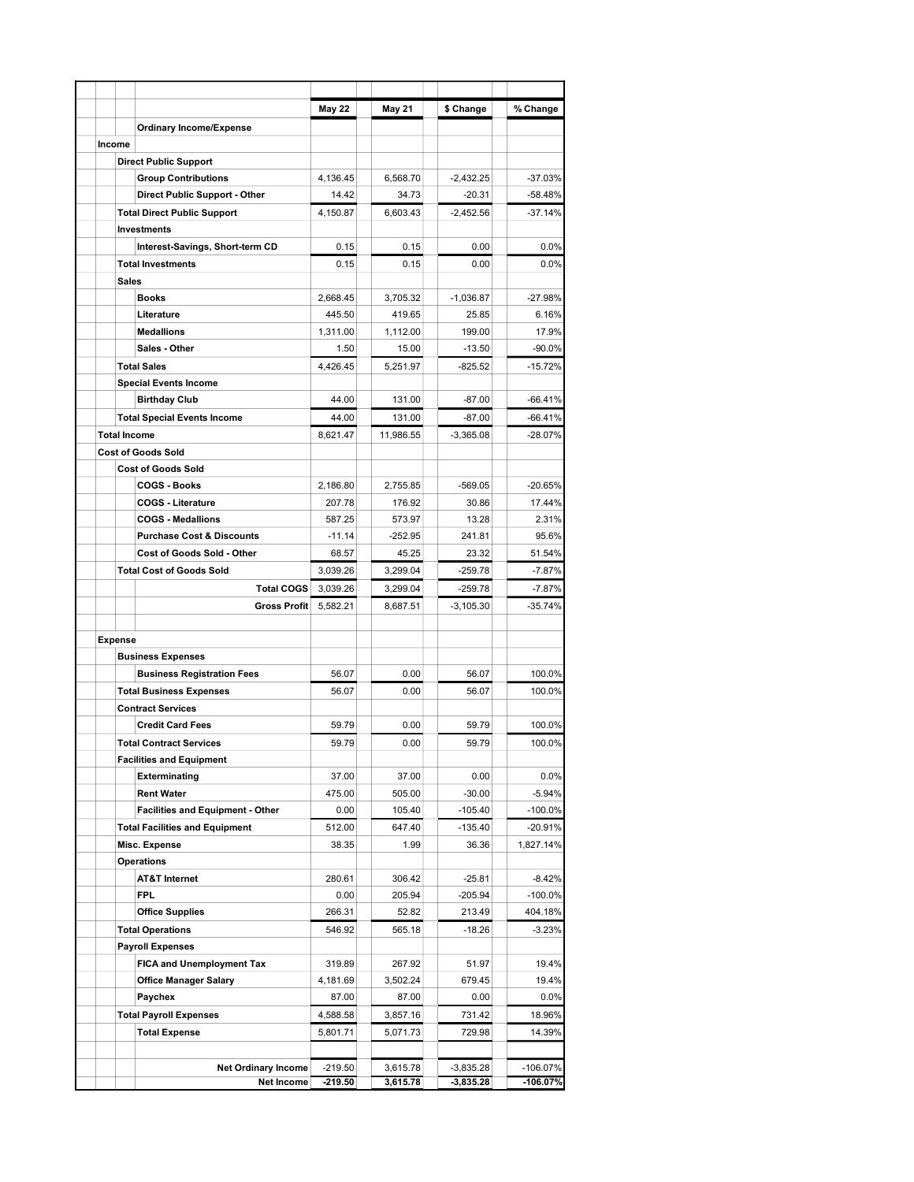| | May 22 | May 21 | $ Change | % Change |
|---|---|---|---|---|
| **Ordinary Income/Expense** | | | | |
| **Income** | | | | |
| **Direct Public Support** | | | | |
| **Group Contributions** | 4,136.45 | 6,568.70 | -2,432.25 | -37.03% |
| **Direct Public Support - Other** | 14.42 | 34.73 | -20.31 | -58.48% |
| **Total Direct Public Support** | 4,150.87 | 6,603.43 | -2,452.56 | -37.14% |
| **Investments** | | | | |
| **Interest-Savings, Short-term CD** | 0.15 | 0.15 | 0.00 | 0.0% |
| **Total Investments** | 0.15 | 0.15 | 0.00 | 0.0% |
| **Sales** | | | | |
| **Books** | 2,668.45 | 3,705.32 | -1,036.87 | -27.98% |
| **Literature** | 445.50 | 419.65 | 25.85 | 6.16% |
| **Medallions** | 1,311.00 | 1,112.00 | 199.00 | 17.9% |
| **Sales - Other** | 1.50 | 15.00 | -13.50 | -90.0% |
| **Total Sales** | 4,426.45 | 5,251.97 | -825.52 | -15.72% |
| **Special Events Income** | | | | |
| **Birthday Club** | 44.00 | 131.00 | -87.00 | -66.41% |
| **Total Special Events Income** | 44.00 | 131.00 | -87.00 | -66.41% |
| **Total Income** | 8,621.47 | 11,986.55 | -3,365.08 | -28.07% |
| **Cost of Goods Sold** | | | | |
| **Cost of Goods Sold** | | | | |
| **COGS - Books** | 2,186.80 | 2,755.85 | -569.05 | -20.65% |
| **COGS - Literature** | 207.78 | 176.92 | 30.86 | 17.44% |
| **COGS - Medallions** | 587.25 | 573.97 | 13.28 | 2.31% |
| **Purchase Cost & Discounts** | -11.14 | -252.95 | 241.81 | 95.6% |
| **Cost of Goods Sold - Other** | 68.57 | 45.25 | 23.32 | 51.54% |
| **Total Cost of Goods Sold** | 3,039.26 | 3,299.04 | -259.78 | -7.87% |
| **Total COGS** | 3,039.26 | 3,299.04 | -259.78 | -7.87% |
| **Gross Profit** | 5,582.21 | 8,687.51 | -3,105.30 | -35.74% |
| | | | | |
| **Expense** | | | | |
| **Business Expenses** | | | | |
| **Business Registration Fees** | 56.07 | 0.00 | 56.07 | 100.0% |
| **Total Business Expenses** | 56.07 | 0.00 | 56.07 | 100.0% |
| **Contract Services** | | | | |
| **Credit Card Fees** | 59.79 | 0.00 | 59.79 | 100.0% |
| **Total Contract Services** | 59.79 | 0.00 | 59.79 | 100.0% |
| **Facilities and Equipment** | | | | |
| **Exterminating** | 37.00 | 37.00 | 0.00 | 0.0% |
| **Rent Water** | 475.00 | 505.00 | -30.00 | -5.94% |
| **Facilities and Equipment - Other** | 0.00 | 105.40 | -105.40 | -100.0% |
| **Total Facilities and Equipment** | 512.00 | 647.40 | -135.40 | -20.91% |
| **Misc. Expense** | 38.35 | 1.99 | 36.36 | 1,827.14% |
| **Operations** | | | | |
| **AT&T Internet** | 280.61 | 306.42 | -25.81 | -8.42% |
| **FPL** | 0.00 | 205.94 | -205.94 | -100.0% |
| **Office Supplies** | 266.31 | 52.82 | 213.49 | 404.18% |
| **Total Operations** | 546.92 | 565.18 | -18.26 | -3.23% |
| **Payroll Expenses** | | | | |
| **FICA and Unemployment Tax** | 319.89 | 267.92 | 51.97 | 19.4% |
| **Office Manager Salary** | 4,181.69 | 3,502.24 | 679.45 | 19.4% |
| **Paychex** | 87.00 | 87.00 | 0.00 | 0.0% |
| **Total Payroll Expenses** | 4,588.58 | 3,857.16 | 731.42 | 18.96% |
| **Total Expense** | 5,801.71 | 5,071.73 | 729.98 | 14.39% |
| | | | | |
| **Net Ordinary Income** | -219.50 | 3,615.78 | -3,835.28 | -106.07% |
| **Net Income** | **-219.50** | **3,615.78** | **-3,835.28** | **-106.07%** |